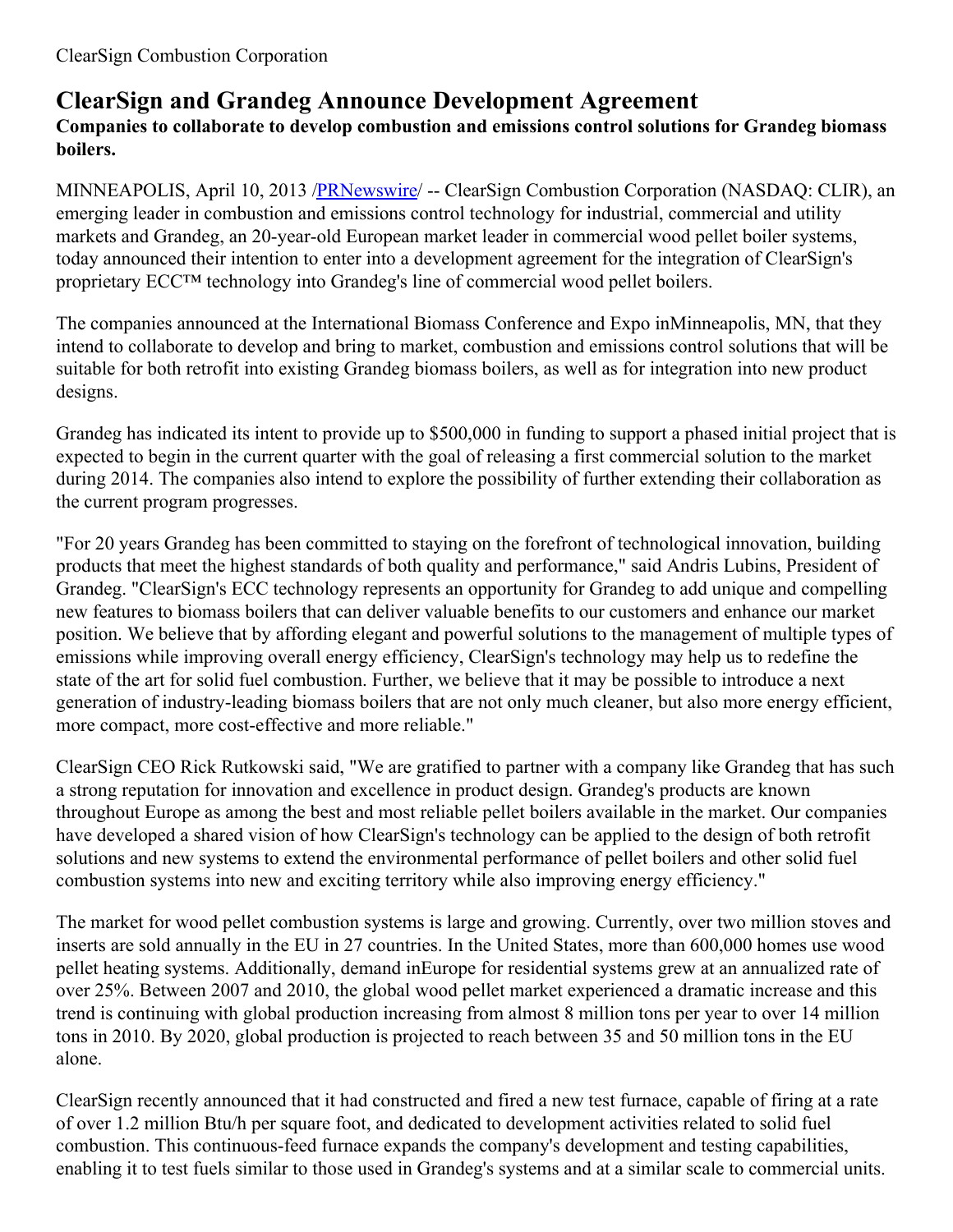ClearSign Combustion Corporation

# ClearSign and Grandeg Announce Development Agreement

**Companies to collaborate to develop combustion and emissions control solutions for Grandeg biomass boilers.**

MINNEAPOLIS, April 10, 2013 /PRNewswire/ -- ClearSign Combustion Corporation (NASDAQ: CLIR), an emerging leader in combustion and emissions control technology for industrial, commercial and utility markets and Grandeg, an 20-year-old European market leader in commercial wood pellet boiler systems, today announced their intention to enter into a development agreement for the integration of ClearSign's proprietary ECC™ technology into Grandeg's line of commercial wood pellet boilers.

The companies announced at the International Biomass Conference and Expo inMinneapolis, MN, that they intend to collaborate to develop and bring to market, combustion and emissions control solutions that will be suitable for both retrofit into existing Grandeg biomass boilers, as well as for integration into new product designs.

Grandeg has indicated its intent to provide up to $500,000 in funding to support a phased initial project that is expected to begin in the current quarter with the goal of releasing a first commercial solution to the market during 2014. The companies also intend to explore the possibility of further extending their collaboration as the current program progresses.

"For 20 years Grandeg has been committed to staying on the forefront of technological innovation, building products that meet the highest standards of both quality and performance," said Andris Lubins, President of Grandeg. "ClearSign's ECC technology represents an opportunity for Grandeg to add unique and compelling new features to biomass boilers that can deliver valuable benefits to our customers and enhance our market position. We believe that by affording elegant and powerful solutions to the management of multiple types of emissions while improving overall energy efficiency, ClearSign's technology may help us to redefine the state of the art for solid fuel combustion. Further, we believe that it may be possible to introduce a next generation of industry-leading biomass boilers that are not only much cleaner, but also more energy efficient, more compact, more cost-effective and more reliable."

ClearSign CEO Rick Rutkowski said, "We are gratified to partner with a company like Grandeg that has such a strong reputation for innovation and excellence in product design. Grandeg's products are known throughout Europe as among the best and most reliable pellet boilers available in the market. Our companies have developed a shared vision of how ClearSign's technology can be applied to the design of both retrofit solutions and new systems to extend the environmental performance of pellet boilers and other solid fuel combustion systems into new and exciting territory while also improving energy efficiency."

The market for wood pellet combustion systems is large and growing. Currently, over two million stoves and inserts are sold annually in the EU in 27 countries. In the United States, more than 600,000 homes use wood pellet heating systems. Additionally, demand inEurope for residential systems grew at an annualized rate of over 25%. Between 2007 and 2010, the global wood pellet market experienced a dramatic increase and this trend is continuing with global production increasing from almost 8 million tons per year to over 14 million tons in 2010. By 2020, global production is projected to reach between 35 and 50 million tons in the EU alone.

ClearSign recently announced that it had constructed and fired a new test furnace, capable of firing at a rate of over 1.2 million Btu/h per square foot, and dedicated to development activities related to solid fuel combustion. This continuous-feed furnace expands the company's development and testing capabilities, enabling it to test fuels similar to those used in Grandeg's systems and at a similar scale to commercial units.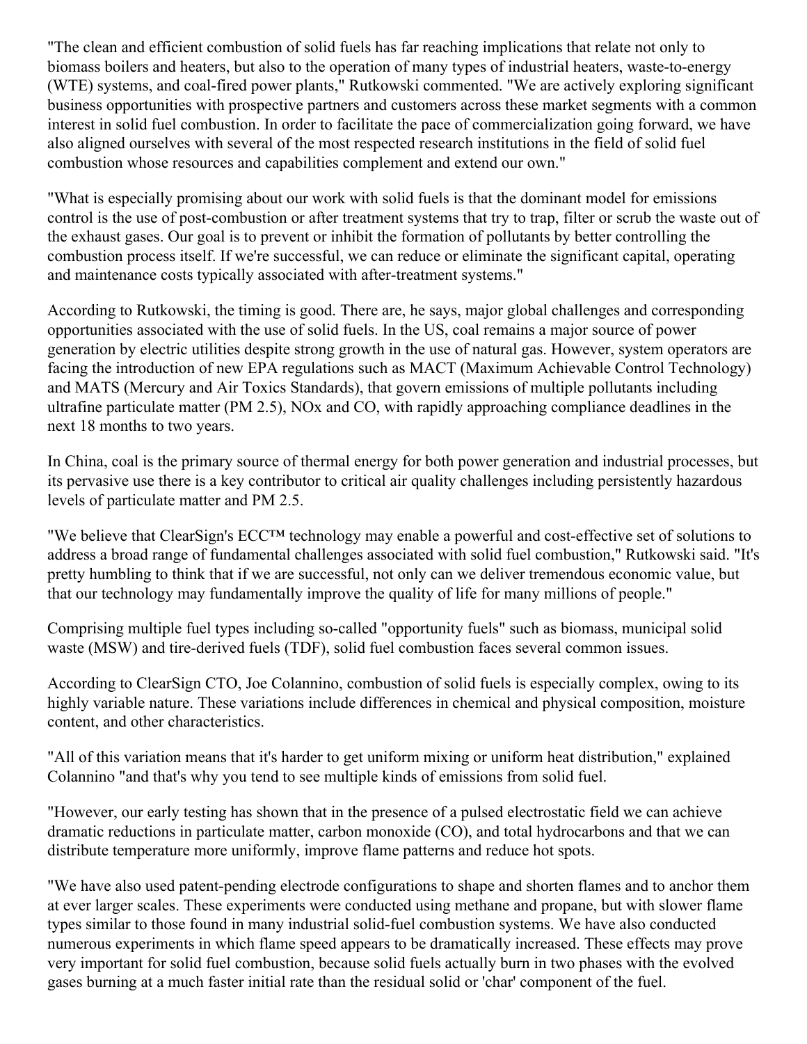"The clean and efficient combustion of solid fuels has far reaching implications that relate not only to biomass boilers and heaters, but also to the operation of many types of industrial heaters, waste-to-energy (WTE) systems, and coal-fired power plants," Rutkowski commented. "We are actively exploring significant business opportunities with prospective partners and customers across these market segments with a common interest in solid fuel combustion. In order to facilitate the pace of commercialization going forward, we have also aligned ourselves with several of the most respected research institutions in the field of solid fuel combustion whose resources and capabilities complement and extend our own."

"What is especially promising about our work with solid fuels is that the dominant model for emissions control is the use of post-combustion or after treatment systems that try to trap, filter or scrub the waste out of the exhaust gases. Our goal is to prevent or inhibit the formation of pollutants by better controlling the combustion process itself. If we're successful, we can reduce or eliminate the significant capital, operating and maintenance costs typically associated with after-treatment systems."

According to Rutkowski, the timing is good. There are, he says, major global challenges and corresponding opportunities associated with the use of solid fuels. In the US, coal remains a major source of power generation by electric utilities despite strong growth in the use of natural gas. However, system operators are facing the introduction of new EPA regulations such as MACT (Maximum Achievable Control Technology) and MATS (Mercury and Air Toxics Standards), that govern emissions of multiple pollutants including ultrafine particulate matter (PM 2.5), NOx and CO, with rapidly approaching compliance deadlines in the next 18 months to two years.

In China, coal is the primary source of thermal energy for both power generation and industrial processes, but its pervasive use there is a key contributor to critical air quality challenges including persistently hazardous levels of particulate matter and PM 2.5.

"We believe that ClearSign's ECC™ technology may enable a powerful and cost-effective set of solutions to address a broad range of fundamental challenges associated with solid fuel combustion," Rutkowski said. "It's pretty humbling to think that if we are successful, not only can we deliver tremendous economic value, but that our technology may fundamentally improve the quality of life for many millions of people."

Comprising multiple fuel types including so-called "opportunity fuels" such as biomass, municipal solid waste (MSW) and tire-derived fuels (TDF), solid fuel combustion faces several common issues.

According to ClearSign CTO, Joe Colannino, combustion of solid fuels is especially complex, owing to its highly variable nature. These variations include differences in chemical and physical composition, moisture content, and other characteristics.

"All of this variation means that it's harder to get uniform mixing or uniform heat distribution," explained Colannino "and that's why you tend to see multiple kinds of emissions from solid fuel.

"However, our early testing has shown that in the presence of a pulsed electrostatic field we can achieve dramatic reductions in particulate matter, carbon monoxide (CO), and total hydrocarbons and that we can distribute temperature more uniformly, improve flame patterns and reduce hot spots.

"We have also used patent-pending electrode configurations to shape and shorten flames and to anchor them at ever larger scales. These experiments were conducted using methane and propane, but with slower flame types similar to those found in many industrial solid-fuel combustion systems. We have also conducted numerous experiments in which flame speed appears to be dramatically increased. These effects may prove very important for solid fuel combustion, because solid fuels actually burn in two phases with the evolved gases burning at a much faster initial rate than the residual solid or 'char' component of the fuel.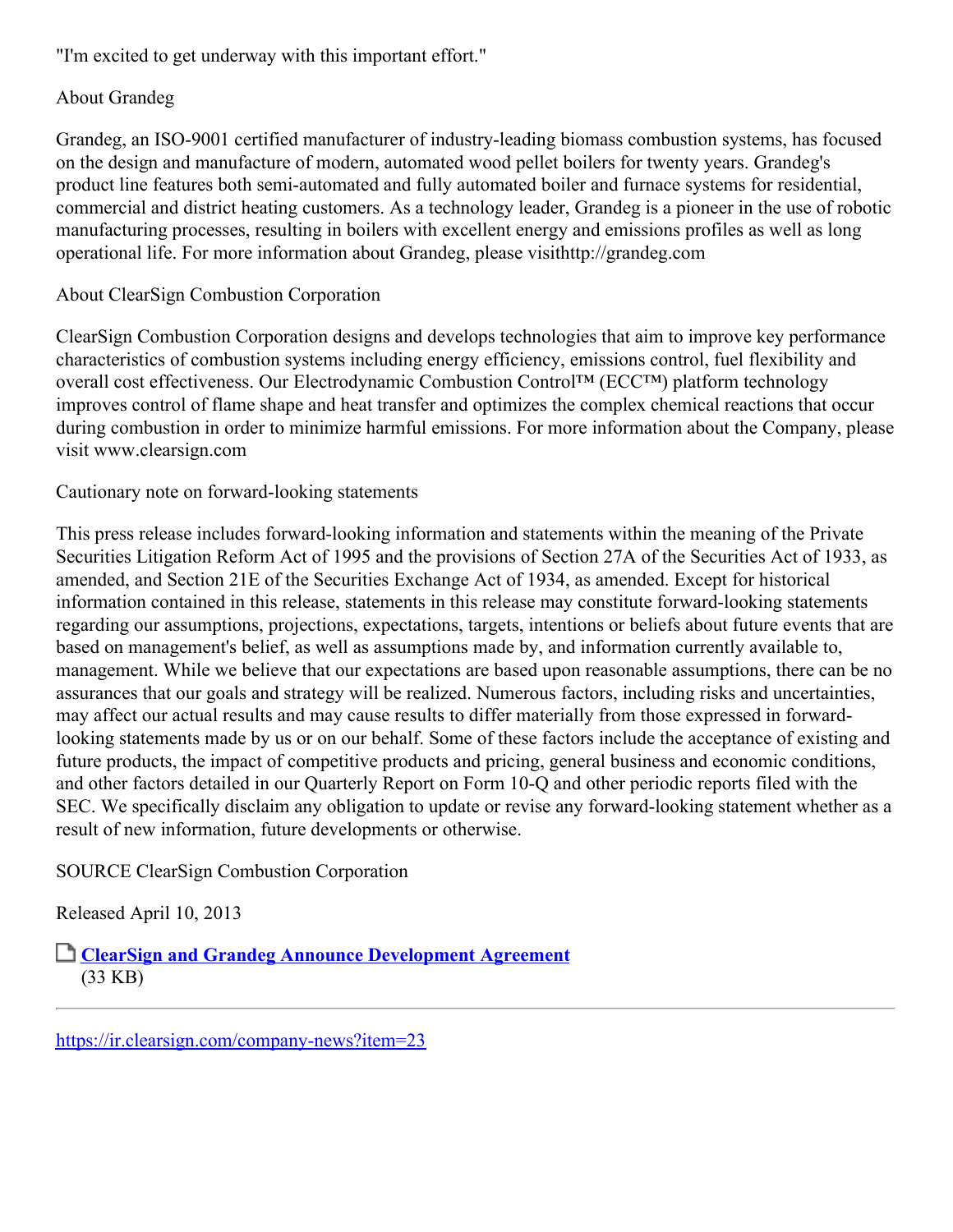"I'm excited to get underway with this important effort."

About Grandeg

Grandeg, an ISO-9001 certified manufacturer of industry-leading biomass combustion systems, has focused on the design and manufacture of modern, automated wood pellet boilers for twenty years. Grandeg's product line features both semi-automated and fully automated boiler and furnace systems for residential, commercial and district heating customers. As a technology leader, Grandeg is a pioneer in the use of robotic manufacturing processes, resulting in boilers with excellent energy and emissions profiles as well as long operational life. For more information about Grandeg, please visithttp://grandeg.com

About ClearSign Combustion Corporation

ClearSign Combustion Corporation designs and develops technologies that aim to improve key performance characteristics of combustion systems including energy efficiency, emissions control, fuel flexibility and overall cost effectiveness. Our Electrodynamic Combustion Control™ (ECC™) platform technology improves control of flame shape and heat transfer and optimizes the complex chemical reactions that occur during combustion in order to minimize harmful emissions. For more information about the Company, please visit www.clearsign.com

Cautionary note on forward-looking statements

This press release includes forward-looking information and statements within the meaning of the Private Securities Litigation Reform Act of 1995 and the provisions of Section 27A of the Securities Act of 1933, as amended, and Section 21E of the Securities Exchange Act of 1934, as amended. Except for historical information contained in this release, statements in this release may constitute forward-looking statements regarding our assumptions, projections, expectations, targets, intentions or beliefs about future events that are based on management's belief, as well as assumptions made by, and information currently available to, management. While we believe that our expectations are based upon reasonable assumptions, there can be no assurances that our goals and strategy will be realized. Numerous factors, including risks and uncertainties, may affect our actual results and may cause results to differ materially from those expressed in forward-looking statements made by us or on our behalf. Some of these factors include the acceptance of existing and future products, the impact of competitive products and pricing, general business and economic conditions, and other factors detailed in our Quarterly Report on Form 10-Q and other periodic reports filed with the SEC. We specifically disclaim any obligation to update or revise any forward-looking statement whether as a result of new information, future developments or otherwise.

SOURCE ClearSign Combustion Corporation

Released April 10, 2013

**ClearSign and Grandeg Announce Development Agreement**
(33 KB)

---

https://ir.clearsign.com/company-news?item=23